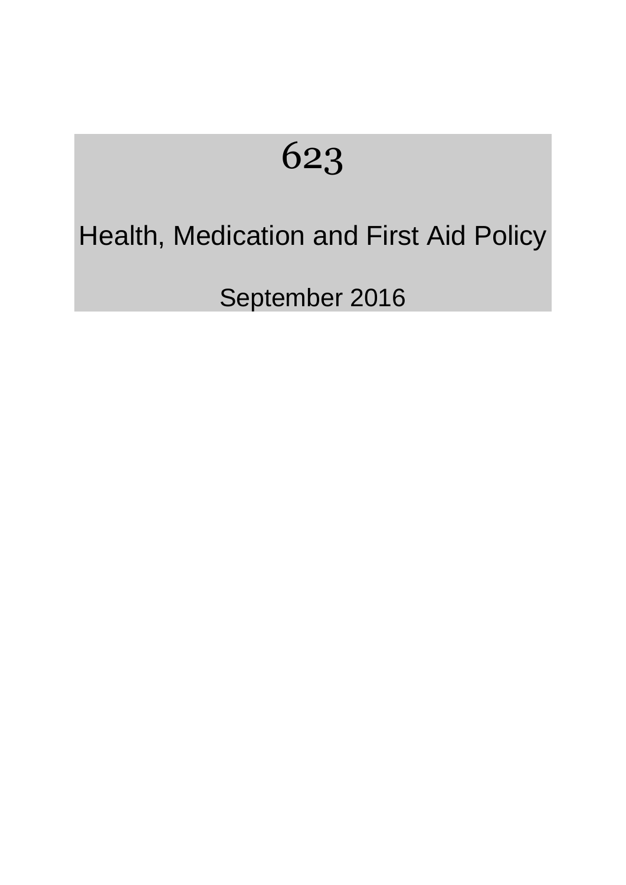# 623

## Health, Medication and First Aid Policy

September 2016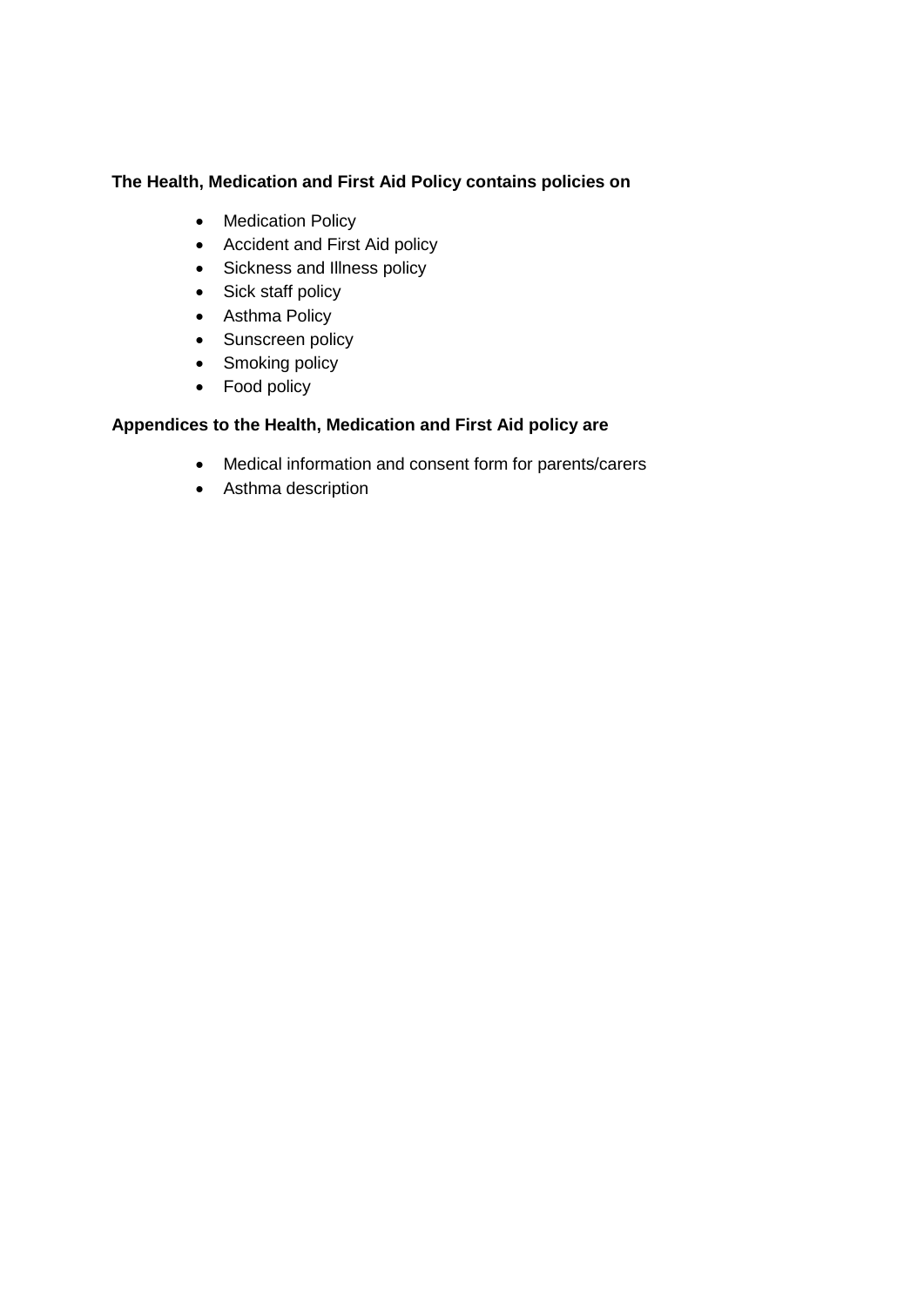**The Health, Medication and First Aid Policy contains policies on**

- Medication Policy
- Accident and First Aid policy
- Sickness and Illness policy
- Sick staff policy
- Asthma Policy
- Sunscreen policy
- Smoking policy
- Food policy

**Appendices to the Health, Medication and First Aid policy are**

- Medical information and consent form for parents/carers
- Asthma description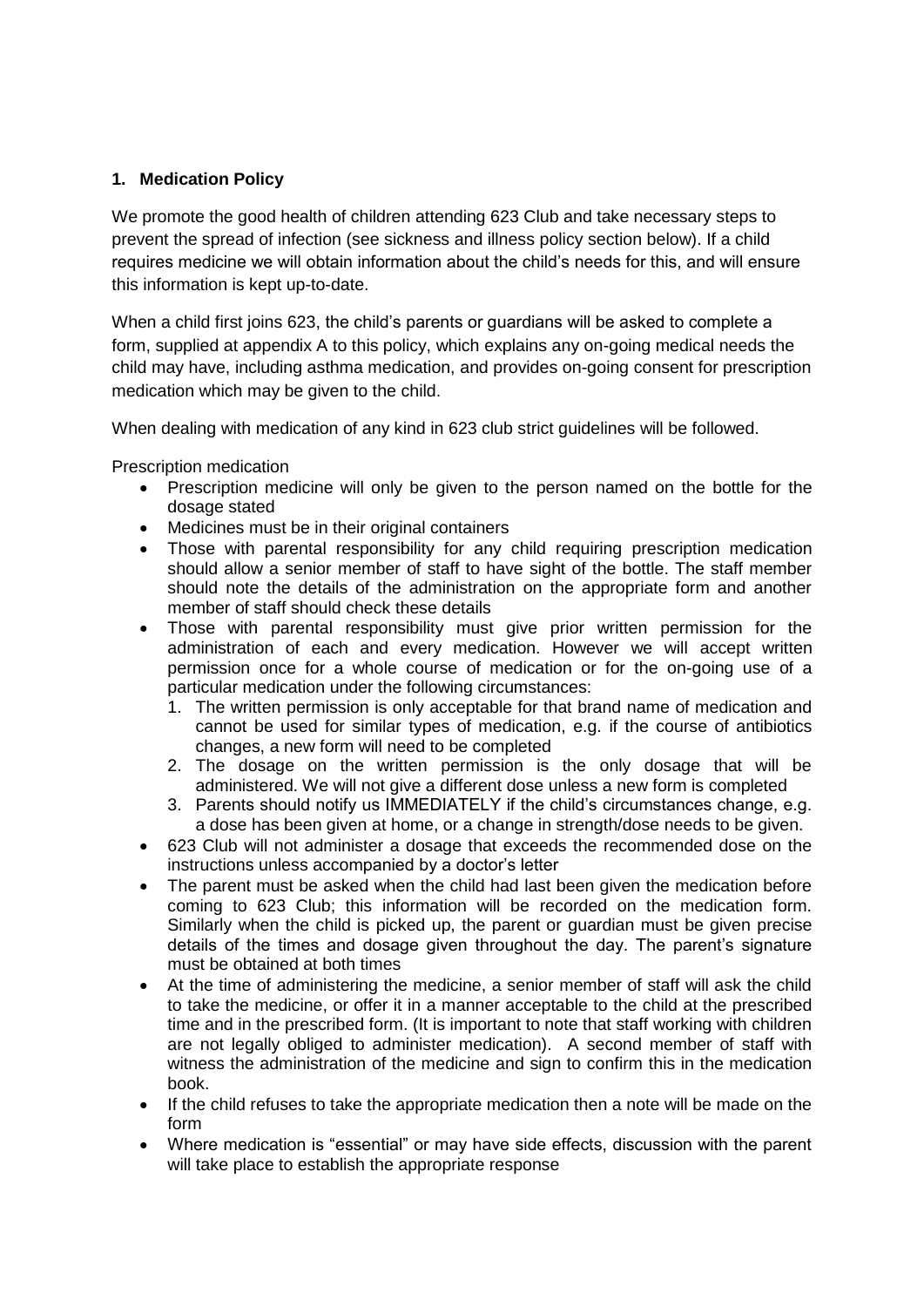## 1. Medication Policy

We promote the good health of children attending 623 Club and take necessary steps to prevent the spread of infection (see sickness and illness policy section below). If a child requires medicine we will obtain information about the child's needs for this, and will ensure this information is kept up-to-date.

When a child first joins 623, the child's parents or guardians will be asked to complete a form, supplied at appendix A to this policy, which explains any on-going medical needs the child may have, including asthma medication, and provides on-going consent for prescription medication which may be given to the child.

When dealing with medication of any kind in 623 club strict guidelines will be followed.

Prescription medication

- Prescription medicine will only be given to the person named on the bottle for the dosage stated
- Medicines must be in their original containers
- Those with parental responsibility for any child requiring prescription medication should allow a senior member of staff to have sight of the bottle. The staff member should note the details of the administration on the appropriate form and another member of staff should check these details
- Those with parental responsibility must give prior written permission for the administration of each and every medication. However we will accept written permission once for a whole course of medication or for the on-going use of a particular medication under the following circumstances:
    1. The written permission is only acceptable for that brand name of medication and cannot be used for similar types of medication, e.g. if the course of antibiotics changes, a new form will need to be completed
    2. The dosage on the written permission is the only dosage that will be administered. We will not give a different dose unless a new form is completed
    3. Parents should notify us IMMEDIATELY if the child's circumstances change, e.g. a dose has been given at home, or a change in strength/dose needs to be given.
- 623 Club will not administer a dosage that exceeds the recommended dose on the instructions unless accompanied by a doctor's letter
- The parent must be asked when the child had last been given the medication before coming to 623 Club; this information will be recorded on the medication form. Similarly when the child is picked up, the parent or guardian must be given precise details of the times and dosage given throughout the day. The parent's signature must be obtained at both times
- At the time of administering the medicine, a senior member of staff will ask the child to take the medicine, or offer it in a manner acceptable to the child at the prescribed time and in the prescribed form. (It is important to note that staff working with children are not legally obliged to administer medication). A second member of staff with witness the administration of the medicine and sign to confirm this in the medication book.
- If the child refuses to take the appropriate medication then a note will be made on the form
- Where medication is "essential" or may have side effects, discussion with the parent will take place to establish the appropriate response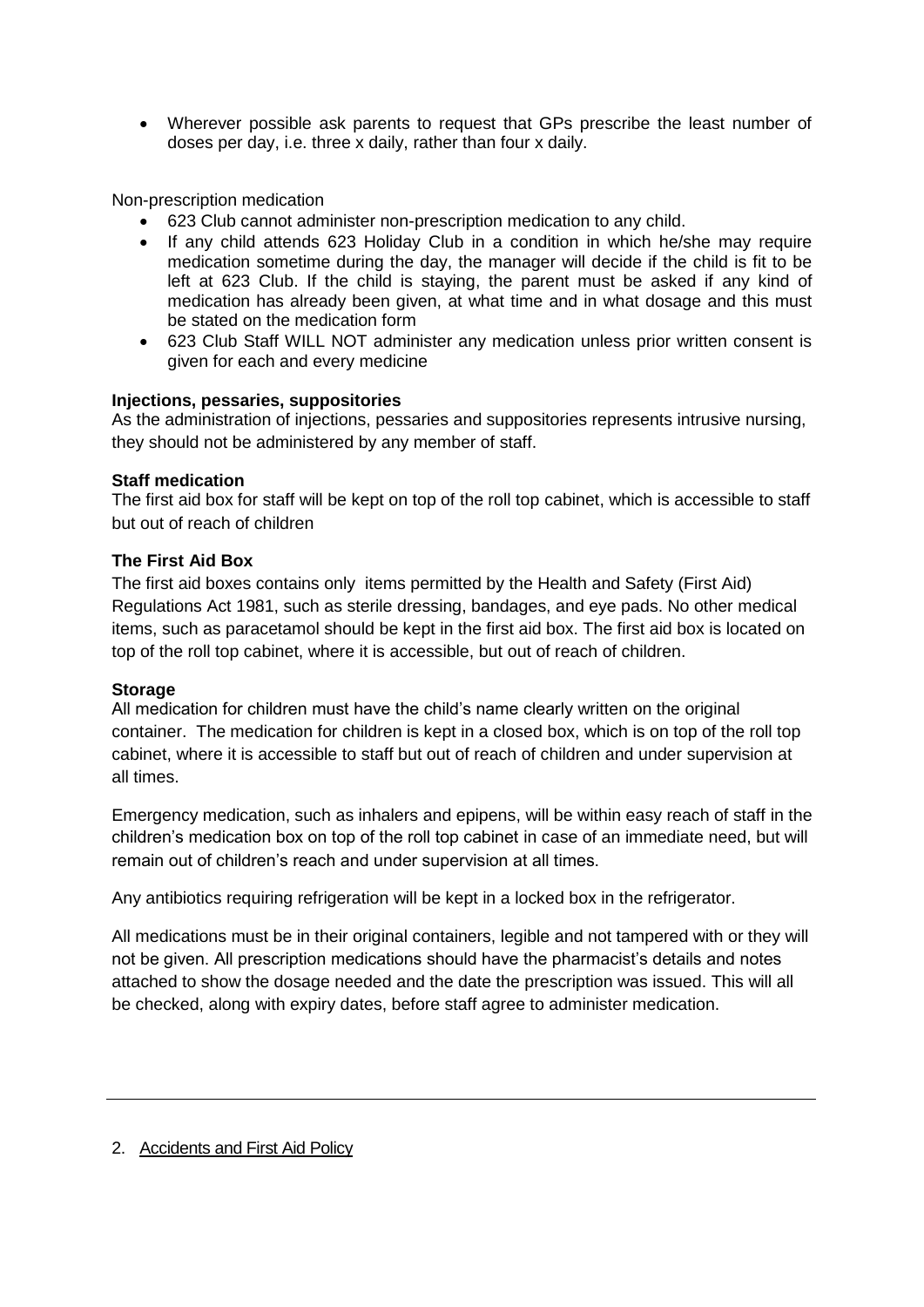- Wherever possible ask parents to request that GPs prescribe the least number of doses per day, i.e. three x daily, rather than four x daily.

Non-prescription medication

- 623 Club cannot administer non-prescription medication to any child.
- If any child attends 623 Holiday Club in a condition in which he/she may require medication sometime during the day, the manager will decide if the child is fit to be left at 623 Club. If the child is staying, the parent must be asked if any kind of medication has already been given, at what time and in what dosage and this must be stated on the medication form
- 623 Club Staff WILL NOT administer any medication unless prior written consent is given for each and every medicine

**Injections, pessaries, suppositories**

As the administration of injections, pessaries and suppositories represents intrusive nursing, they should not be administered by any member of staff.

**Staff medication**

The first aid box for staff will be kept on top of the roll top cabinet, which is accessible to staff but out of reach of children

**The First Aid Box**

The first aid boxes contains only items permitted by the Health and Safety (First Aid) Regulations Act 1981, such as sterile dressing, bandages, and eye pads. No other medical items, such as paracetamol should be kept in the first aid box. The first aid box is located on top of the roll top cabinet, where it is accessible, but out of reach of children.

**Storage**

All medication for children must have the child's name clearly written on the original container. The medication for children is kept in a closed box, which is on top of the roll top cabinet, where it is accessible to staff but out of reach of children and under supervision at all times.

Emergency medication, such as inhalers and epipens, will be within easy reach of staff in the children's medication box on top of the roll top cabinet in case of an immediate need, but will remain out of children's reach and under supervision at all times.

Any antibiotics requiring refrigeration will be kept in a locked box in the refrigerator.

All medications must be in their original containers, legible and not tampered with or they will not be given. All prescription medications should have the pharmacist's details and notes attached to show the dosage needed and the date the prescription was issued. This will all be checked, along with expiry dates, before staff agree to administer medication.

---

2. Accidents and First Aid Policy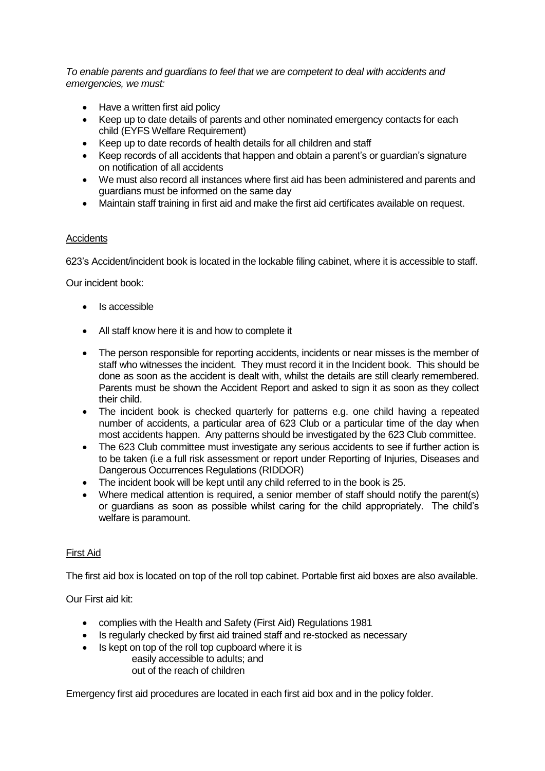*To enable parents and guardians to feel that we are competent to deal with accidents and emergencies, we must:*

- Have a written first aid policy
- Keep up to date details of parents and other nominated emergency contacts for each child (EYFS Welfare Requirement)
- Keep up to date records of health details for all children and staff
- Keep records of all accidents that happen and obtain a parent's or guardian's signature on notification of all accidents
- We must also record all instances where first aid has been administered and parents and guardians must be informed on the same day
- Maintain staff training in first aid and make the first aid certificates available on request.

<u>Accidents</u>

623's Accident/incident book is located in the lockable filing cabinet, where it is accessible to staff.

Our incident book:

- Is accessible
- All staff know here it is and how to complete it
- The person responsible for reporting accidents, incidents or near misses is the member of staff who witnesses the incident. They must record it in the Incident book. This should be done as soon as the accident is dealt with, whilst the details are still clearly remembered. Parents must be shown the Accident Report and asked to sign it as soon as they collect their child.
- The incident book is checked quarterly for patterns e.g. one child having a repeated number of accidents, a particular area of 623 Club or a particular time of the day when most accidents happen. Any patterns should be investigated by the 623 Club committee.
- The 623 Club committee must investigate any serious accidents to see if further action is to be taken (i.e a full risk assessment or report under Reporting of Injuries, Diseases and Dangerous Occurrences Regulations (RIDDOR)
- The incident book will be kept until any child referred to in the book is 25.
- Where medical attention is required, a senior member of staff should notify the parent(s) or guardians as soon as possible whilst caring for the child appropriately. The child's welfare is paramount.

<u>First Aid</u>

The first aid box is located on top of the roll top cabinet. Portable first aid boxes are also available.

Our First aid kit:

- complies with the Health and Safety (First Aid) Regulations 1981
- Is regularly checked by first aid trained staff and re-stocked as necessary
- Is kept on top of the roll top cupboard where it is
  - easily accessible to adults; and
  - out of the reach of children

Emergency first aid procedures are located in each first aid box and in the policy folder.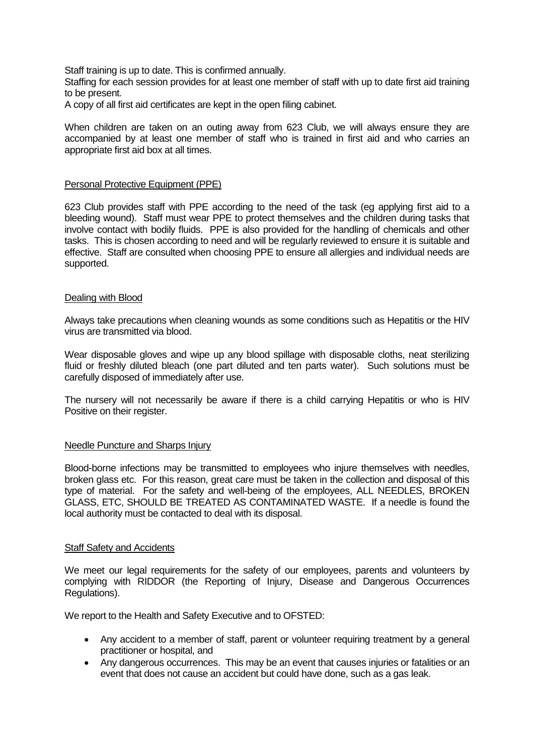Staff training is up to date. This is confirmed annually.

Staffing for each session provides for at least one member of staff with up to date first aid training to be present.

A copy of all first aid certificates are kept in the open filing cabinet.

When children are taken on an outing away from 623 Club, we will always ensure they are accompanied by at least one member of staff who is trained in first aid and who carries an appropriate first aid box at all times.

## Personal Protective Equipment (PPE)

623 Club provides staff with PPE according to the need of the task (eg applying first aid to a bleeding wound). Staff must wear PPE to protect themselves and the children during tasks that involve contact with bodily fluids. PPE is also provided for the handling of chemicals and other tasks. This is chosen according to need and will be regularly reviewed to ensure it is suitable and effective. Staff are consulted when choosing PPE to ensure all allergies and individual needs are supported.

## Dealing with Blood

Always take precautions when cleaning wounds as some conditions such as Hepatitis or the HIV virus are transmitted via blood.

Wear disposable gloves and wipe up any blood spillage with disposable cloths, neat sterilizing fluid or freshly diluted bleach (one part diluted and ten parts water). Such solutions must be carefully disposed of immediately after use.

The nursery will not necessarily be aware if there is a child carrying Hepatitis or who is HIV Positive on their register.

## Needle Puncture and Sharps Injury

Blood-borne infections may be transmitted to employees who injure themselves with needles, broken glass etc. For this reason, great care must be taken in the collection and disposal of this type of material. For the safety and well-being of the employees, ALL NEEDLES, BROKEN GLASS, ETC, SHOULD BE TREATED AS CONTAMINATED WASTE. If a needle is found the local authority must be contacted to deal with its disposal.

## Staff Safety and Accidents

We meet our legal requirements for the safety of our employees, parents and volunteers by complying with RIDDOR (the Reporting of Injury, Disease and Dangerous Occurrences Regulations).

We report to the Health and Safety Executive and to OFSTED:

- Any accident to a member of staff, parent or volunteer requiring treatment by a general practitioner or hospital, and
- Any dangerous occurrences. This may be an event that causes injuries or fatalities or an event that does not cause an accident but could have done, such as a gas leak.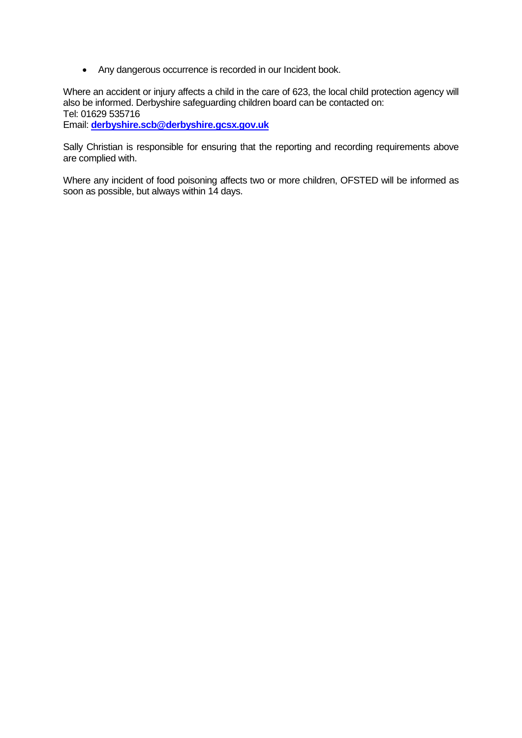- Any dangerous occurrence is recorded in our Incident book.

Where an accident or injury affects a child in the care of 623, the local child protection agency will also be informed. Derbyshire safeguarding children board can be contacted on:
Tel: 01629 535716
Email: **derbyshire.scb@derbyshire.gcsx.gov.uk**

Sally Christian is responsible for ensuring that the reporting and recording requirements above are complied with.

Where any incident of food poisoning affects two or more children, OFSTED will be informed as soon as possible, but always within 14 days.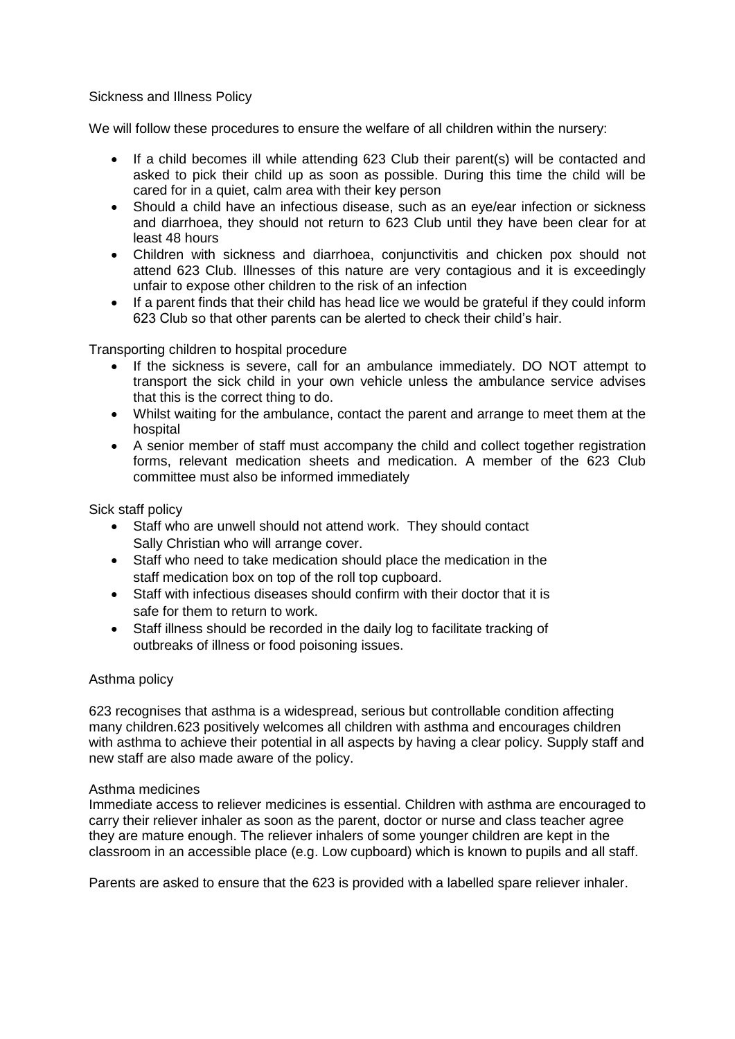## Sickness and Illness Policy

We will follow these procedures to ensure the welfare of all children within the nursery:

- If a child becomes ill while attending 623 Club their parent(s) will be contacted and asked to pick their child up as soon as possible. During this time the child will be cared for in a quiet, calm area with their key person
- Should a child have an infectious disease, such as an eye/ear infection or sickness and diarrhoea, they should not return to 623 Club until they have been clear for at least 48 hours
- Children with sickness and diarrhoea, conjunctivitis and chicken pox should not attend 623 Club. Illnesses of this nature are very contagious and it is exceedingly unfair to expose other children to the risk of an infection
- If a parent finds that their child has head lice we would be grateful if they could inform 623 Club so that other parents can be alerted to check their child's hair.

### Transporting children to hospital procedure

- If the sickness is severe, call for an ambulance immediately. DO NOT attempt to transport the sick child in your own vehicle unless the ambulance service advises that this is the correct thing to do.
- Whilst waiting for the ambulance, contact the parent and arrange to meet them at the hospital
- A senior member of staff must accompany the child and collect together registration forms, relevant medication sheets and medication. A member of the 623 Club committee must also be informed immediately

### Sick staff policy

- Staff who are unwell should not attend work. They should contact Sally Christian who will arrange cover.
- Staff who need to take medication should place the medication in the staff medication box on top of the roll top cupboard.
- Staff with infectious diseases should confirm with their doctor that it is safe for them to return to work.
- Staff illness should be recorded in the daily log to facilitate tracking of outbreaks of illness or food poisoning issues.

## Asthma policy

623 recognises that asthma is a widespread, serious but controllable condition affecting many children.623 positively welcomes all children with asthma and encourages children with asthma to achieve their potential in all aspects by having a clear policy. Supply staff and new staff are also made aware of the policy.

### Asthma medicines

Immediate access to reliever medicines is essential. Children with asthma are encouraged to carry their reliever inhaler as soon as the parent, doctor or nurse and class teacher agree they are mature enough. The reliever inhalers of some younger children are kept in the classroom in an accessible place (e.g. Low cupboard) which is known to pupils and all staff.

Parents are asked to ensure that the 623 is provided with a labelled spare reliever inhaler.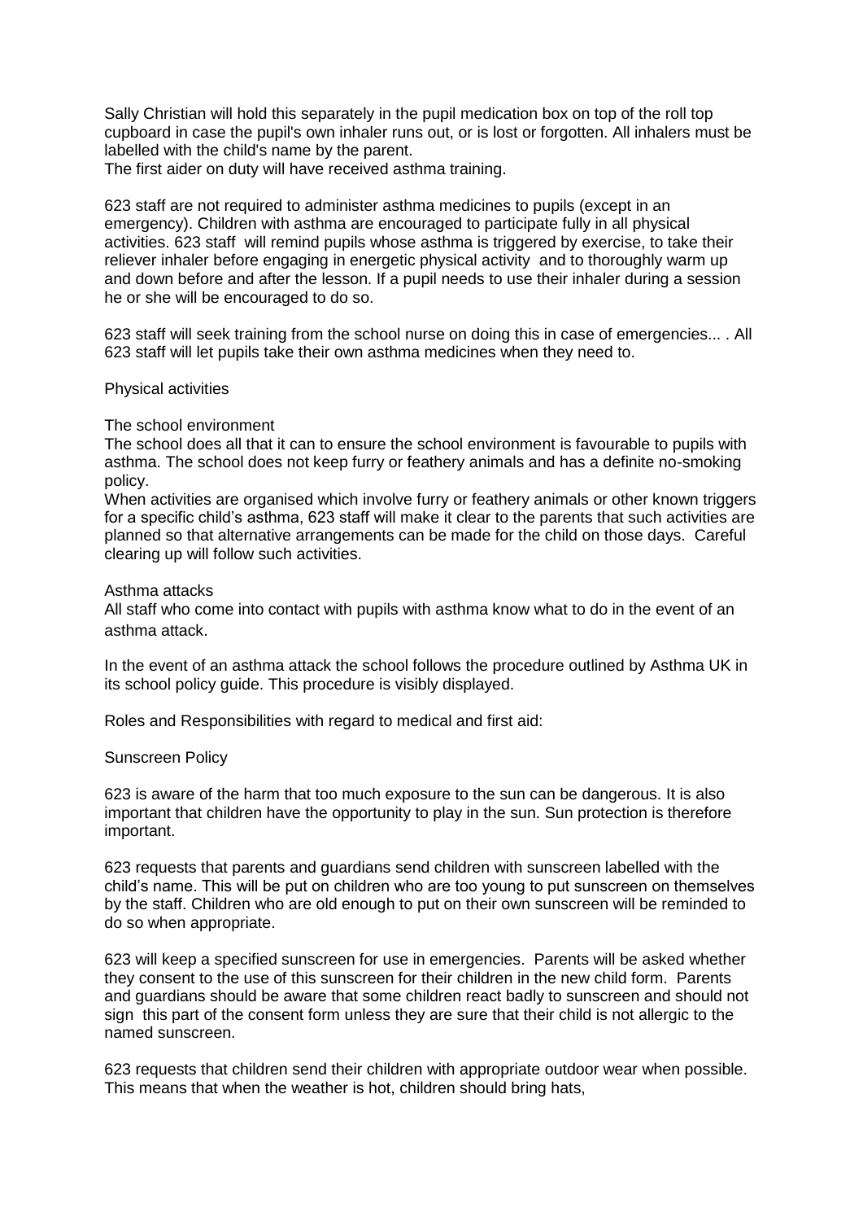Sally Christian will hold this separately in the pupil medication box on top of the roll top cupboard in case the pupil's own inhaler runs out, or is lost or forgotten. All inhalers must be labelled with the child's name by the parent.
The first aider on duty will have received asthma training.

623 staff are not required to administer asthma medicines to pupils (except in an emergency). Children with asthma are encouraged to participate fully in all physical activities. 623 staff will remind pupils whose asthma is triggered by exercise, to take their reliever inhaler before engaging in energetic physical activity and to thoroughly warm up and down before and after the lesson. If a pupil needs to use their inhaler during a session he or she will be encouraged to do so.

623 staff will seek training from the school nurse on doing this in case of emergencies... . All 623 staff will let pupils take their own asthma medicines when they need to.

Physical activities

The school environment
The school does all that it can to ensure the school environment is favourable to pupils with asthma. The school does not keep furry or feathery animals and has a definite no-smoking policy.
When activities are organised which involve furry or feathery animals or other known triggers for a specific child's asthma, 623 staff will make it clear to the parents that such activities are planned so that alternative arrangements can be made for the child on those days. Careful clearing up will follow such activities.

Asthma attacks
All staff who come into contact with pupils with asthma know what to do in the event of an asthma attack.

In the event of an asthma attack the school follows the procedure outlined by Asthma UK in its school policy guide. This procedure is visibly displayed.

Roles and Responsibilities with regard to medical and first aid:

Sunscreen Policy

623 is aware of the harm that too much exposure to the sun can be dangerous. It is also important that children have the opportunity to play in the sun. Sun protection is therefore important.

623 requests that parents and guardians send children with sunscreen labelled with the child's name. This will be put on children who are too young to put sunscreen on themselves by the staff. Children who are old enough to put on their own sunscreen will be reminded to do so when appropriate.

623 will keep a specified sunscreen for use in emergencies. Parents will be asked whether they consent to the use of this sunscreen for their children in the new child form. Parents and guardians should be aware that some children react badly to sunscreen and should not sign this part of the consent form unless they are sure that their child is not allergic to the named sunscreen.

623 requests that children send their children with appropriate outdoor wear when possible. This means that when the weather is hot, children should bring hats,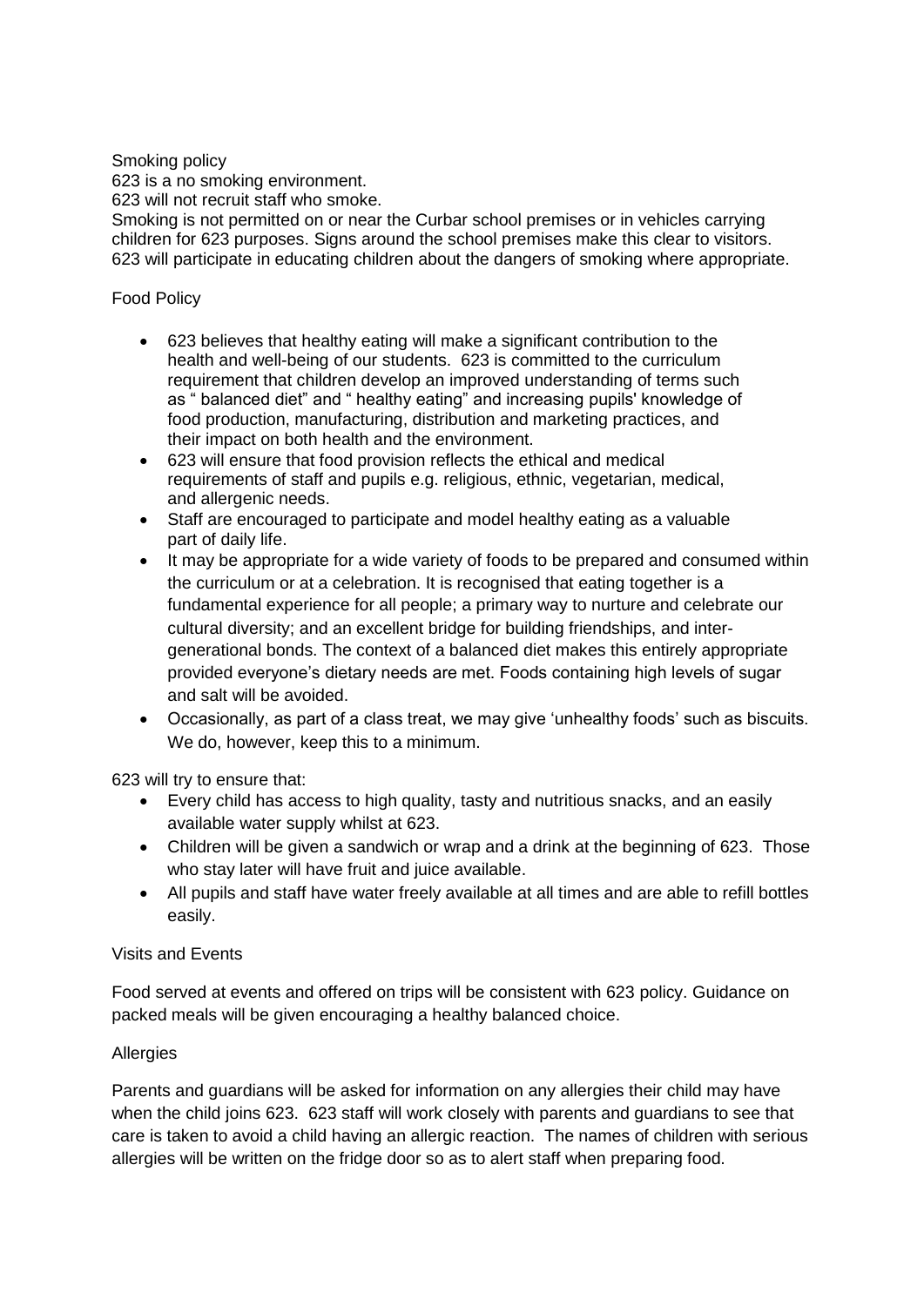## Smoking policy

623 is a no smoking environment.
623 will not recruit staff who smoke.
Smoking is not permitted on or near the Curbar school premises or in vehicles carrying children for 623 purposes. Signs around the school premises make this clear to visitors.
623 will participate in educating children about the dangers of smoking where appropriate.

## Food Policy

- 623 believes that healthy eating will make a significant contribution to the health and well-being of our students. 623 is committed to the curriculum requirement that children develop an improved understanding of terms such as " balanced diet" and " healthy eating" and increasing pupils' knowledge of food production, manufacturing, distribution and marketing practices, and their impact on both health and the environment.
- 623 will ensure that food provision reflects the ethical and medical requirements of staff and pupils e.g. religious, ethnic, vegetarian, medical, and allergenic needs.
- Staff are encouraged to participate and model healthy eating as a valuable part of daily life.
- It may be appropriate for a wide variety of foods to be prepared and consumed within the curriculum or at a celebration. It is recognised that eating together is a fundamental experience for all people; a primary way to nurture and celebrate our cultural diversity; and an excellent bridge for building friendships, and inter-generational bonds. The context of a balanced diet makes this entirely appropriate provided everyone's dietary needs are met. Foods containing high levels of sugar and salt will be avoided.
- Occasionally, as part of a class treat, we may give 'unhealthy foods' such as biscuits. We do, however, keep this to a minimum.

623 will try to ensure that:

- Every child has access to high quality, tasty and nutritious snacks, and an easily available water supply whilst at 623.
- Children will be given a sandwich or wrap and a drink at the beginning of 623. Those who stay later will have fruit and juice available.
- All pupils and staff have water freely available at all times and are able to refill bottles easily.

### Visits and Events

Food served at events and offered on trips will be consistent with 623 policy. Guidance on packed meals will be given encouraging a healthy balanced choice.

### Allergies

Parents and guardians will be asked for information on any allergies their child may have when the child joins 623. 623 staff will work closely with parents and guardians to see that care is taken to avoid a child having an allergic reaction. The names of children with serious allergies will be written on the fridge door so as to alert staff when preparing food.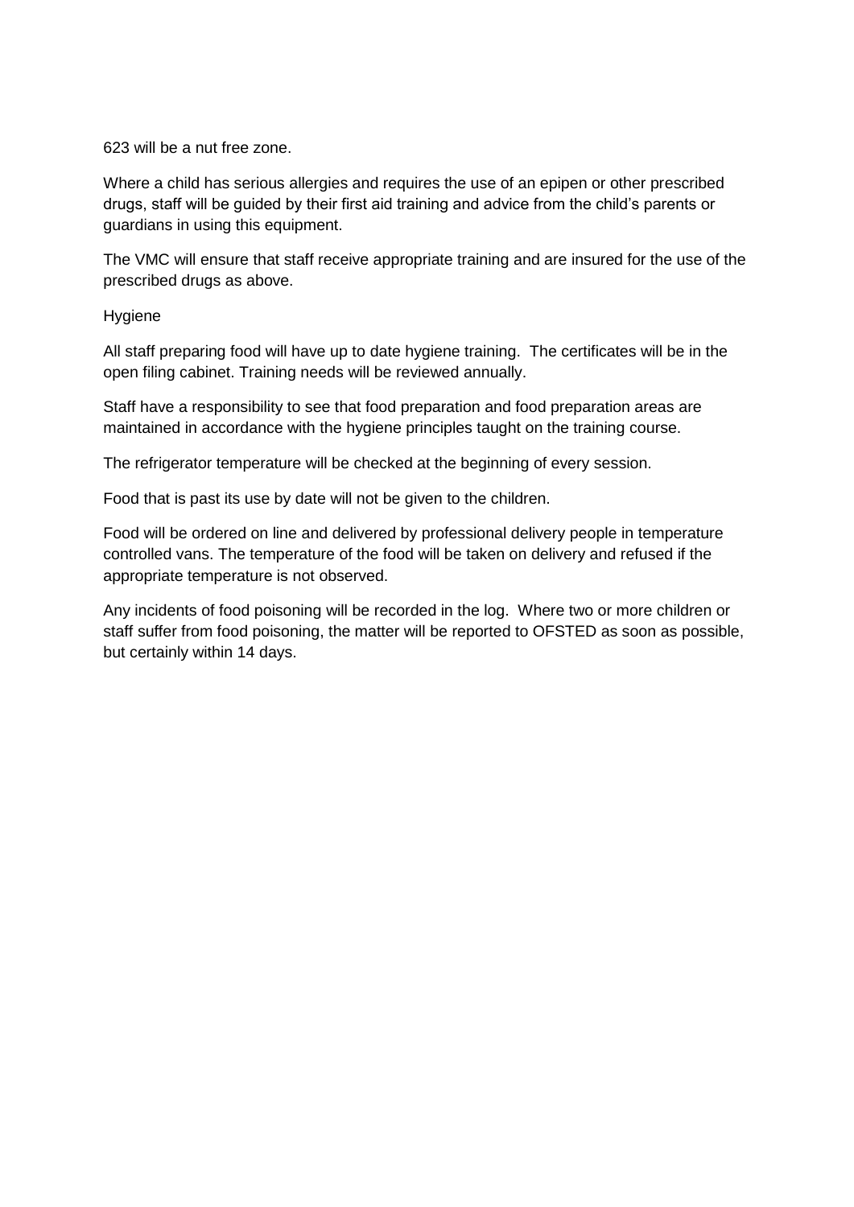623 will be a nut free zone.

Where a child has serious allergies and requires the use of an epipen or other prescribed drugs, staff will be guided by their first aid training and advice from the child's parents or guardians in using this equipment.

The VMC will ensure that staff receive appropriate training and are insured for the use of the prescribed drugs as above.

## Hygiene

All staff preparing food will have up to date hygiene training. The certificates will be in the open filing cabinet. Training needs will be reviewed annually.

Staff have a responsibility to see that food preparation and food preparation areas are maintained in accordance with the hygiene principles taught on the training course.

The refrigerator temperature will be checked at the beginning of every session.

Food that is past its use by date will not be given to the children.

Food will be ordered on line and delivered by professional delivery people in temperature controlled vans. The temperature of the food will be taken on delivery and refused if the appropriate temperature is not observed.

Any incidents of food poisoning will be recorded in the log. Where two or more children or staff suffer from food poisoning, the matter will be reported to OFSTED as soon as possible, but certainly within 14 days.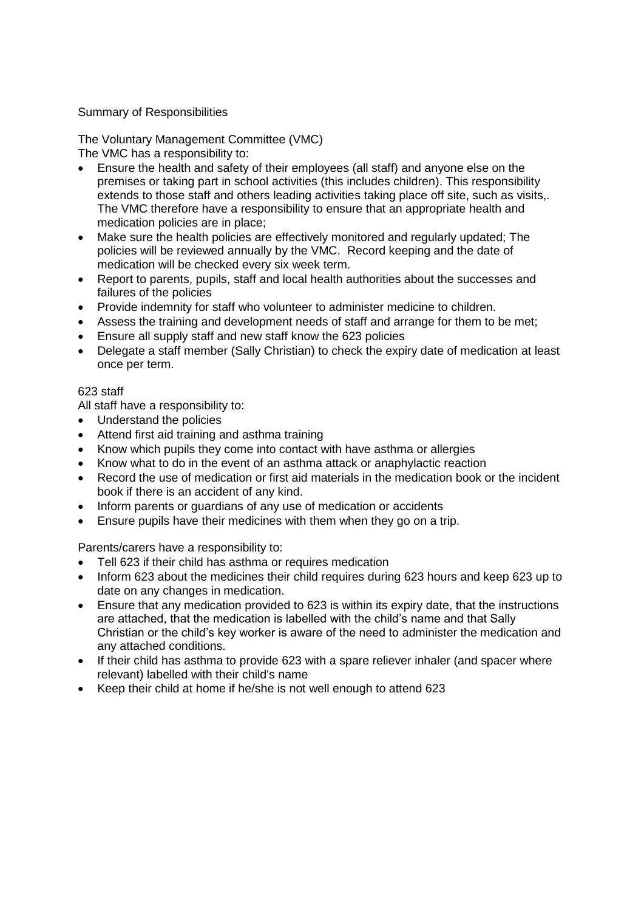## Summary of Responsibilities

### The Voluntary Management Committee (VMC)

The VMC has a responsibility to:

- Ensure the health and safety of their employees (all staff) and anyone else on the premises or taking part in school activities (this includes children). This responsibility extends to those staff and others leading activities taking place off site, such as visits,. The VMC therefore have a responsibility to ensure that an appropriate health and medication policies are in place;
- Make sure the health policies are effectively monitored and regularly updated; The policies will be reviewed annually by the VMC. Record keeping and the date of medication will be checked every six week term.
- Report to parents, pupils, staff and local health authorities about the successes and failures of the policies
- Provide indemnity for staff who volunteer to administer medicine to children.
- Assess the training and development needs of staff and arrange for them to be met;
- Ensure all supply staff and new staff know the 623 policies
- Delegate a staff member (Sally Christian) to check the expiry date of medication at least once per term.

### 623 staff

All staff have a responsibility to:

- Understand the policies
- Attend first aid training and asthma training
- Know which pupils they come into contact with have asthma or allergies
- Know what to do in the event of an asthma attack or anaphylactic reaction
- Record the use of medication or first aid materials in the medication book or the incident book if there is an accident of any kind.
- Inform parents or guardians of any use of medication or accidents
- Ensure pupils have their medicines with them when they go on a trip.

Parents/carers have a responsibility to:

- Tell 623 if their child has asthma or requires medication
- Inform 623 about the medicines their child requires during 623 hours and keep 623 up to date on any changes in medication.
- Ensure that any medication provided to 623 is within its expiry date, that the instructions are attached, that the medication is labelled with the child's name and that Sally Christian or the child's key worker is aware of the need to administer the medication and any attached conditions.
- If their child has asthma to provide 623 with a spare reliever inhaler (and spacer where relevant) labelled with their child's name
- Keep their child at home if he/she is not well enough to attend 623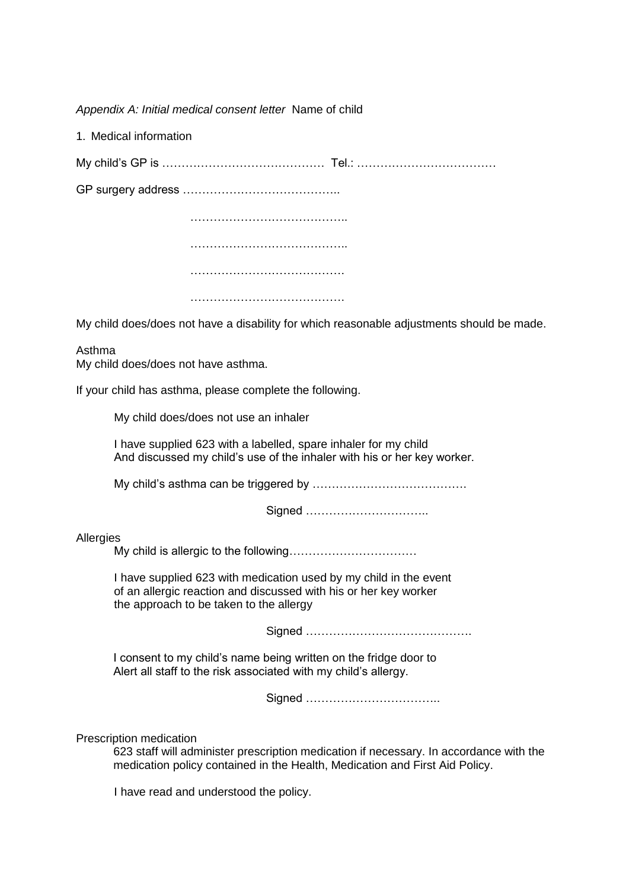*Appendix A: Initial medical consent letter* Name of child

1. Medical information

My child's GP is ……………………………………  Tel.: ………………………………

GP surgery address …………………………………..

…………………………………..

…………………………………..

………………………………….

………………………………….

My child does/does not have a disability for which reasonable adjustments should be made.

Asthma
My child does/does not have asthma.

If your child has asthma, please complete the following.

My child does/does not use an inhaler

I have supplied 623 with a labelled, spare inhaler for my child
And discussed my child's use of the inhaler with his or her key worker.

My child's asthma can be triggered by ………………………………….

Signed …………………………..

Allergies
My child is allergic to the following……………………………

I have supplied 623 with medication used by my child in the event
of an allergic reaction and discussed with his or her key worker
the approach to be taken to the allergy

Signed …………………………………….

I consent to my child's name being written on the fridge door to
Alert all staff to the risk associated with my child's allergy.

Signed ……………………………..

Prescription medication
623 staff will administer prescription medication if necessary. In accordance with the medication policy contained in the Health, Medication and First Aid Policy.

I have read and understood the policy.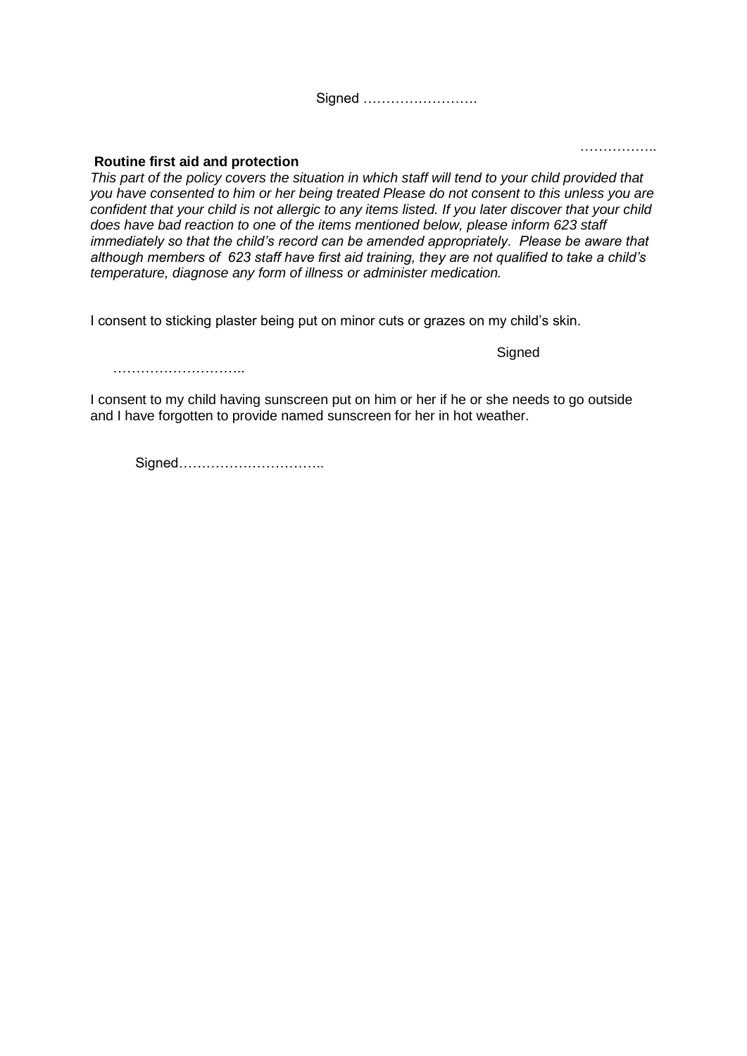Signed …………………….

……………..

**Routine first aid and protection**

*This part of the policy covers the situation in which staff will tend to your child provided that you have consented to him or her being treated Please do not consent to this unless you are confident that your child is not allergic to any items listed. If you later discover that your child does have bad reaction to one of the items mentioned below, please inform 623 staff immediately so that the child's record can be amended appropriately. Please be aware that although members of 623 staff have first aid training, they are not qualified to take a child's temperature, diagnose any form of illness or administer medication.*

I consent to sticking plaster being put on minor cuts or grazes on my child's skin.

Signed

………………………..

I consent to my child having sunscreen put on him or her if he or she needs to go outside and I have forgotten to provide named sunscreen for her in hot weather.

Signed…………………………..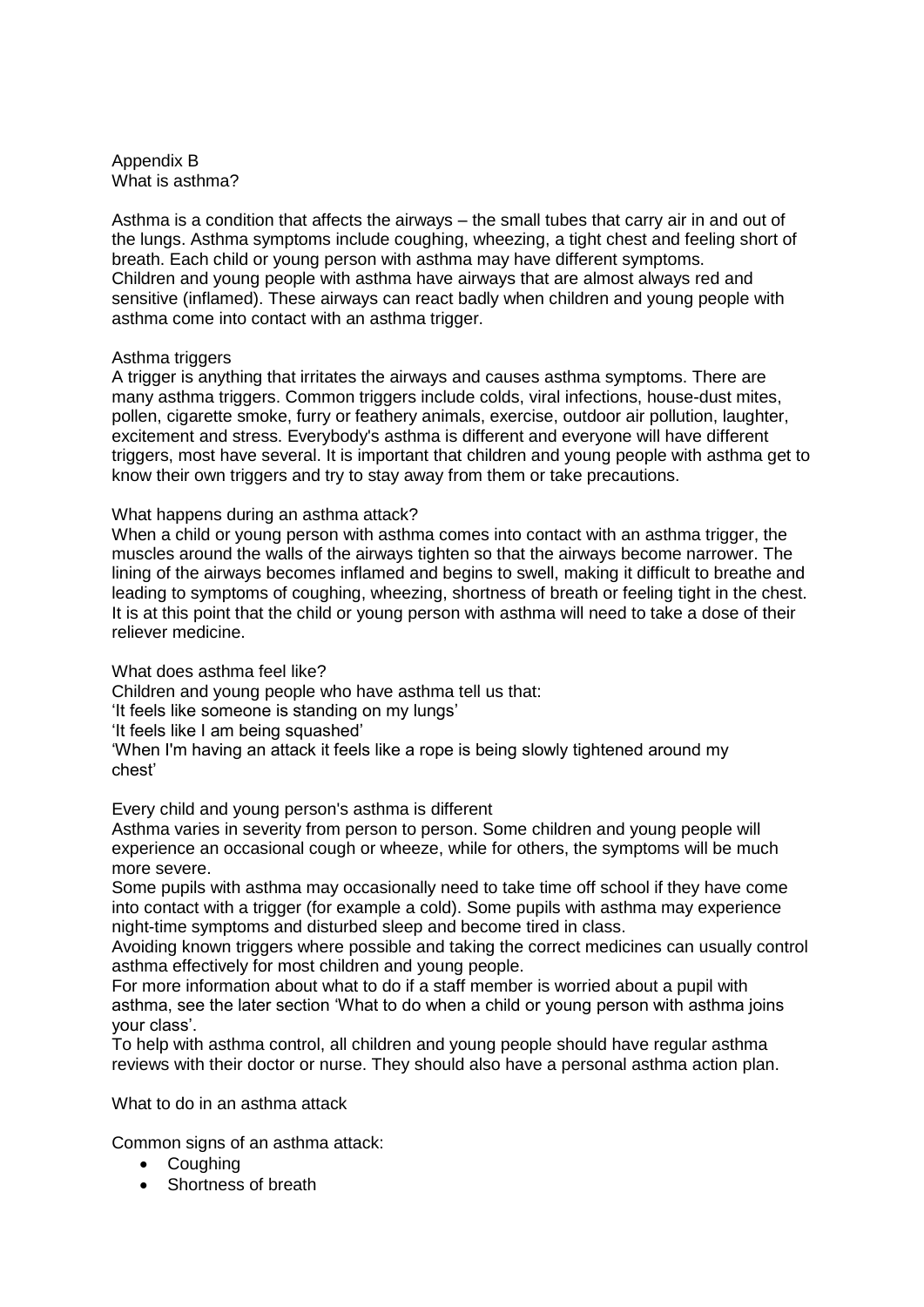## Appendix B
## What is asthma?

Asthma is a condition that affects the airways – the small tubes that carry air in and out of the lungs. Asthma symptoms include coughing, wheezing, a tight chest and feeling short of breath. Each child or young person with asthma may have different symptoms.
Children and young people with asthma have airways that are almost always red and sensitive (inflamed). These airways can react badly when children and young people with asthma come into contact with an asthma trigger.

### Asthma triggers

A trigger is anything that irritates the airways and causes asthma symptoms. There are many asthma triggers. Common triggers include colds, viral infections, house-dust mites, pollen, cigarette smoke, furry or feathery animals, exercise, outdoor air pollution, laughter, excitement and stress. Everybody's asthma is different and everyone will have different triggers, most have several. It is important that children and young people with asthma get to know their own triggers and try to stay away from them or take precautions.

### What happens during an asthma attack?

When a child or young person with asthma comes into contact with an asthma trigger, the muscles around the walls of the airways tighten so that the airways become narrower. The lining of the airways becomes inflamed and begins to swell, making it difficult to breathe and leading to symptoms of coughing, wheezing, shortness of breath or feeling tight in the chest. It is at this point that the child or young person with asthma will need to take a dose of their reliever medicine.

### What does asthma feel like?

Children and young people who have asthma tell us that:
'It feels like someone is standing on my lungs'
'It feels like I am being squashed'
'When I'm having an attack it feels like a rope is being slowly tightened around my chest'

### Every child and young person's asthma is different

Asthma varies in severity from person to person. Some children and young people will experience an occasional cough or wheeze, while for others, the symptoms will be much more severe.
Some pupils with asthma may occasionally need to take time off school if they have come into contact with a trigger (for example a cold). Some pupils with asthma may experience night-time symptoms and disturbed sleep and become tired in class.
Avoiding known triggers where possible and taking the correct medicines can usually control asthma effectively for most children and young people.
For more information about what to do if a staff member is worried about a pupil with asthma, see the later section 'What to do when a child or young person with asthma joins your class'.
To help with asthma control, all children and young people should have regular asthma reviews with their doctor or nurse. They should also have a personal asthma action plan.

### What to do in an asthma attack

Common signs of an asthma attack:

- Coughing
- Shortness of breath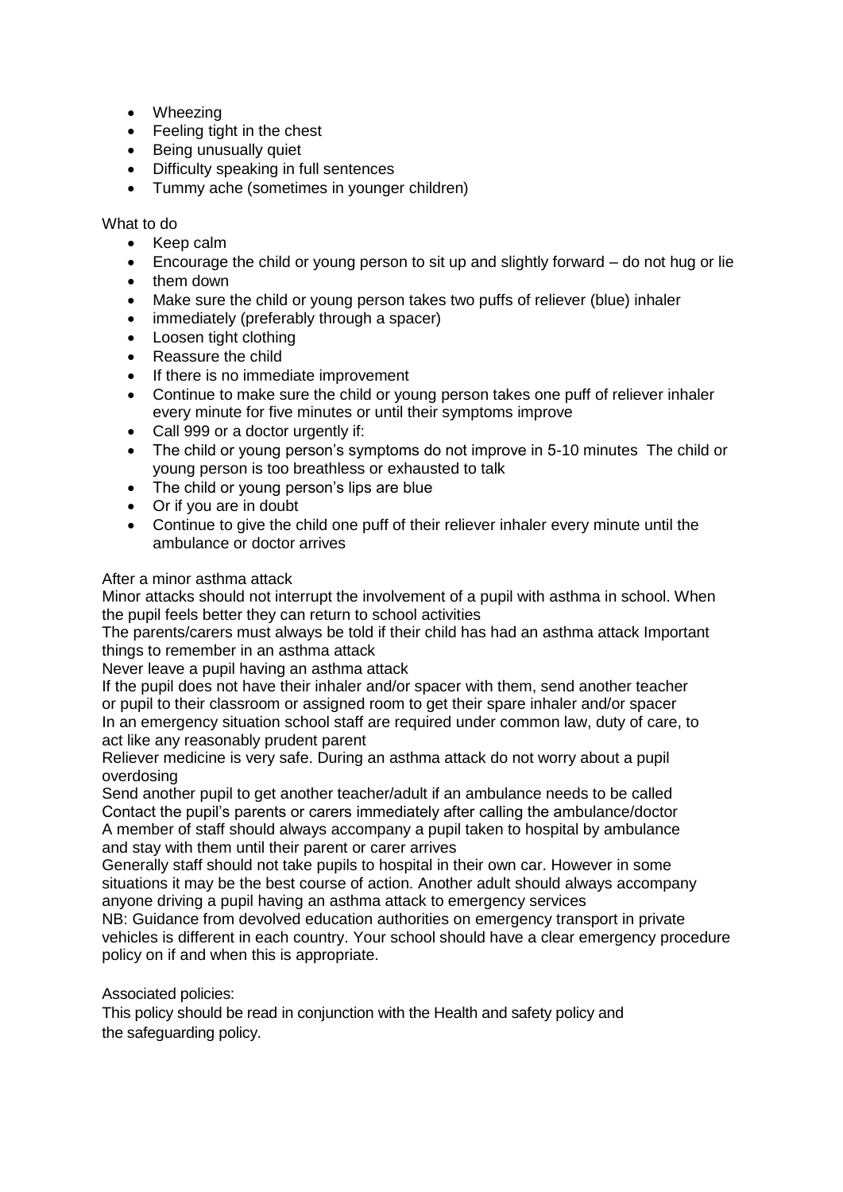- Wheezing
- Feeling tight in the chest
- Being unusually quiet
- Difficulty speaking in full sentences
- Tummy ache (sometimes in younger children)

What to do

- Keep calm
- Encourage the child or young person to sit up and slightly forward – do not hug or lie
- them down
- Make sure the child or young person takes two puffs of reliever (blue) inhaler
- immediately (preferably through a spacer)
- Loosen tight clothing
- Reassure the child
- If there is no immediate improvement
- Continue to make sure the child or young person takes one puff of reliever inhaler every minute for five minutes or until their symptoms improve
- Call 999 or a doctor urgently if:
- The child or young person's symptoms do not improve in 5-10 minutes The child or young person is too breathless or exhausted to talk
- The child or young person's lips are blue
- Or if you are in doubt
- Continue to give the child one puff of their reliever inhaler every minute until the ambulance or doctor arrives

After a minor asthma attack

Minor attacks should not interrupt the involvement of a pupil with asthma in school. When the pupil feels better they can return to school activities

The parents/carers must always be told if their child has had an asthma attack Important things to remember in an asthma attack

Never leave a pupil having an asthma attack

If the pupil does not have their inhaler and/or spacer with them, send another teacher or pupil to their classroom or assigned room to get their spare inhaler and/or spacer

In an emergency situation school staff are required under common law, duty of care, to act like any reasonably prudent parent

Reliever medicine is very safe. During an asthma attack do not worry about a pupil overdosing

Send another pupil to get another teacher/adult if an ambulance needs to be called

Contact the pupil's parents or carers immediately after calling the ambulance/doctor

A member of staff should always accompany a pupil taken to hospital by ambulance and stay with them until their parent or carer arrives

Generally staff should not take pupils to hospital in their own car. However in some situations it may be the best course of action. Another adult should always accompany anyone driving a pupil having an asthma attack to emergency services

NB: Guidance from devolved education authorities on emergency transport in private vehicles is different in each country. Your school should have a clear emergency procedure policy on if and when this is appropriate.

Associated policies:

This policy should be read in conjunction with the Health and safety policy and the safeguarding policy.